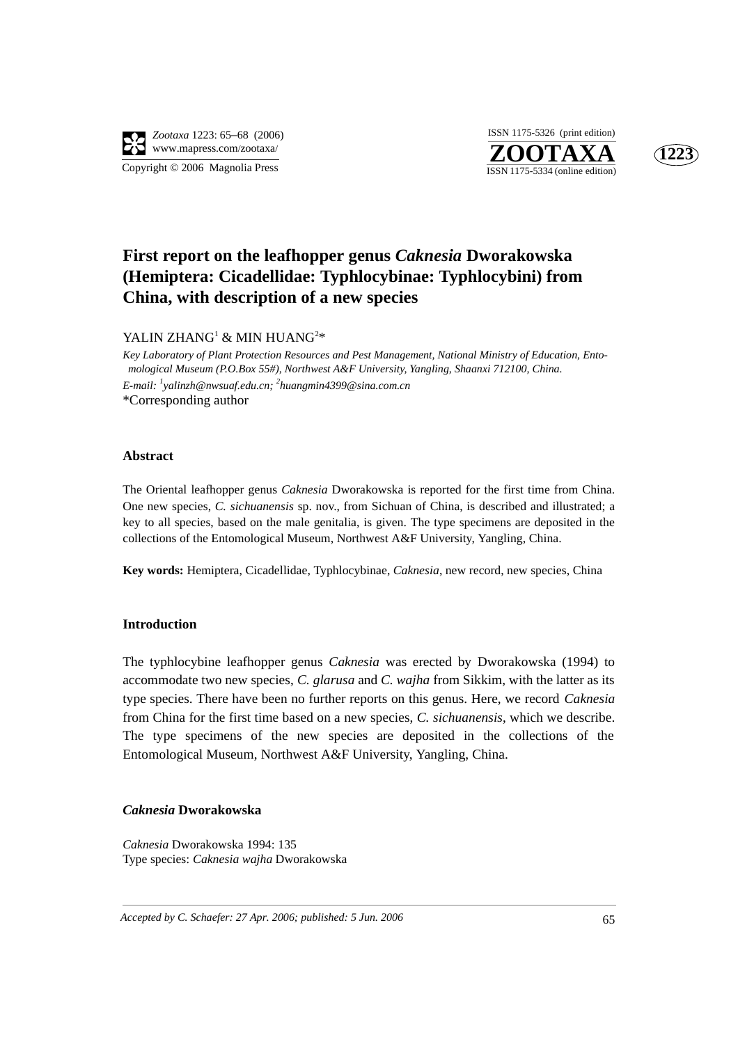# First report on the leafhopper genus *Caknesia* Dworakowska (Hemiptera: Cicadellidae: Typhlocybinae: Typhlocybini) from China, with description of a new species

YALIN ZHANG[1] & MIN HUANG[2]*

*Key Laboratory of Plant Protection Resources and Pest Management, National Ministry of Education, Entomological Museum (P.O.Box 55#), Northwest A&F University, Yangling, Shaanxi 712100, China.*
*E-mail: [1]yalinzh@nwsuaf.edu.cn; [2]huangmin4399@sina.com.cn*
*Corresponding author

### Abstract

The Oriental leafhopper genus *Caknesia* Dworakowska is reported for the first time from China. One new species, *C. sichuanensis* sp. nov., from Sichuan of China, is described and illustrated; a key to all species, based on the male genitalia, is given. The type specimens are deposited in the collections of the Entomological Museum, Northwest A&F University, Yangling, China.

**Key words:** Hemiptera, Cicadellidae, Typhlocybinae, *Caknesia*, new record, new species, China

### Introduction

The typhlocybine leafhopper genus *Caknesia* was erected by Dworakowska (1994) to accommodate two new species, *C. glarusa* and *C. wajha* from Sikkim, with the latter as its type species. There have been no further reports on this genus. Here, we record *Caknesia* from China for the first time based on a new species, *C. sichuanensis*, which we describe. The type specimens of the new species are deposited in the collections of the Entomological Museum, Northwest A&F University, Yangling, China.

### *Caknesia* Dworakowska

*Caknesia* Dworakowska 1994: 135
Type species: *Caknesia wajha* Dworakowska

*Accepted by C. Schaefer: 27 Apr. 2006; published: 5 Jun. 2006*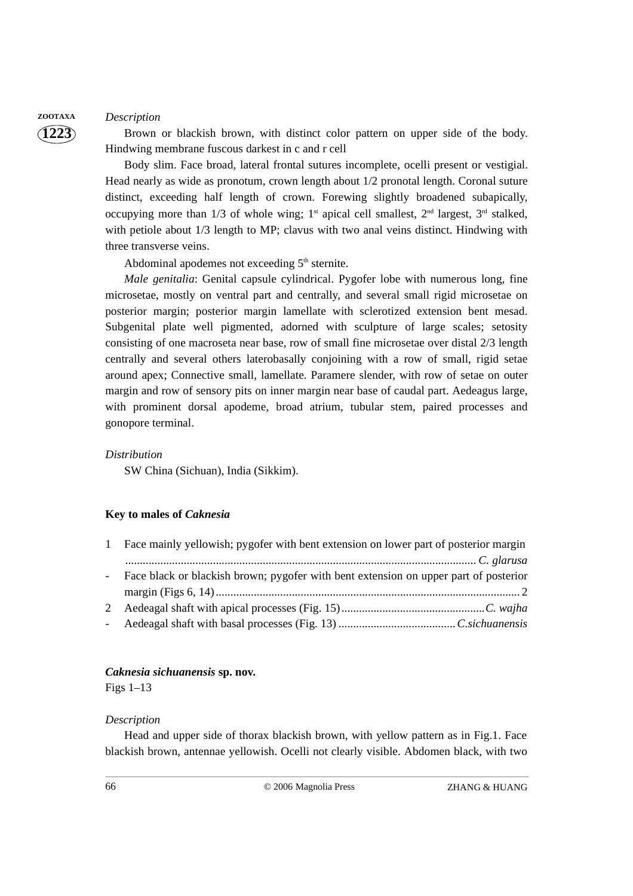*Description*

Brown or blackish brown, with distinct color pattern on upper side of the body. Hindwing membrane fuscous darkest in c and r cell

Body slim. Face broad, lateral frontal sutures incomplete, ocelli present or vestigial. Head nearly as wide as pronotum, crown length about 1/2 pronotal length. Coronal suture distinct, exceeding half length of crown. Forewing slightly broadened subapically, occupying more than 1/3 of whole wing; 1st apical cell smallest, 2nd largest, 3rd stalked, with petiole about 1/3 length to MP; clavus with two anal veins distinct. Hindwing with three transverse veins.

Abdominal apodemes not exceeding 5th sternite.

*Male genitalia*: Genital capsule cylindrical. Pygofer lobe with numerous long, fine microsetae, mostly on ventral part and centrally, and several small rigid microsetae on posterior margin; posterior margin lamellate with sclerotized extension bent mesad. Subgenital plate well pigmented, adorned with sculpture of large scales; setosity consisting of one macroseta near base, row of small fine microsetae over distal 2/3 length centrally and several others laterobasally conjoining with a row of small, rigid setae around apex; Connective small, lamellate. Paramere slender, with row of setae on outer margin and row of sensory pits on inner margin near base of caudal part. Aedeagus large, with prominent dorsal apodeme, broad atrium, tubular stem, paired processes and gonopore terminal.

*Distribution*

SW China (Sichuan), India (Sikkim).

**Key to males of *Caknesia***

1 Face mainly yellowish; pygofer with bent extension on lower part of posterior margin ....................................................................................................................... *C. glarusa*

- Face black or blackish brown; pygofer with bent extension on upper part of posterior margin (Figs 6, 14) ....................................................................................................... 2

2 Aedeagal shaft with apical processes (Fig. 15) ................................................. *C. wajha*

- Aedeagal shaft with basal processes (Fig. 13) ........................................ *C.sichuanensis*

***Caknesia sichuanensis* sp. nov.**

Figs 1–13

*Description*

Head and upper side of thorax blackish brown, with yellow pattern as in Fig.1. Face blackish brown, antennae yellowish. Ocelli not clearly visible. Abdomen black, with two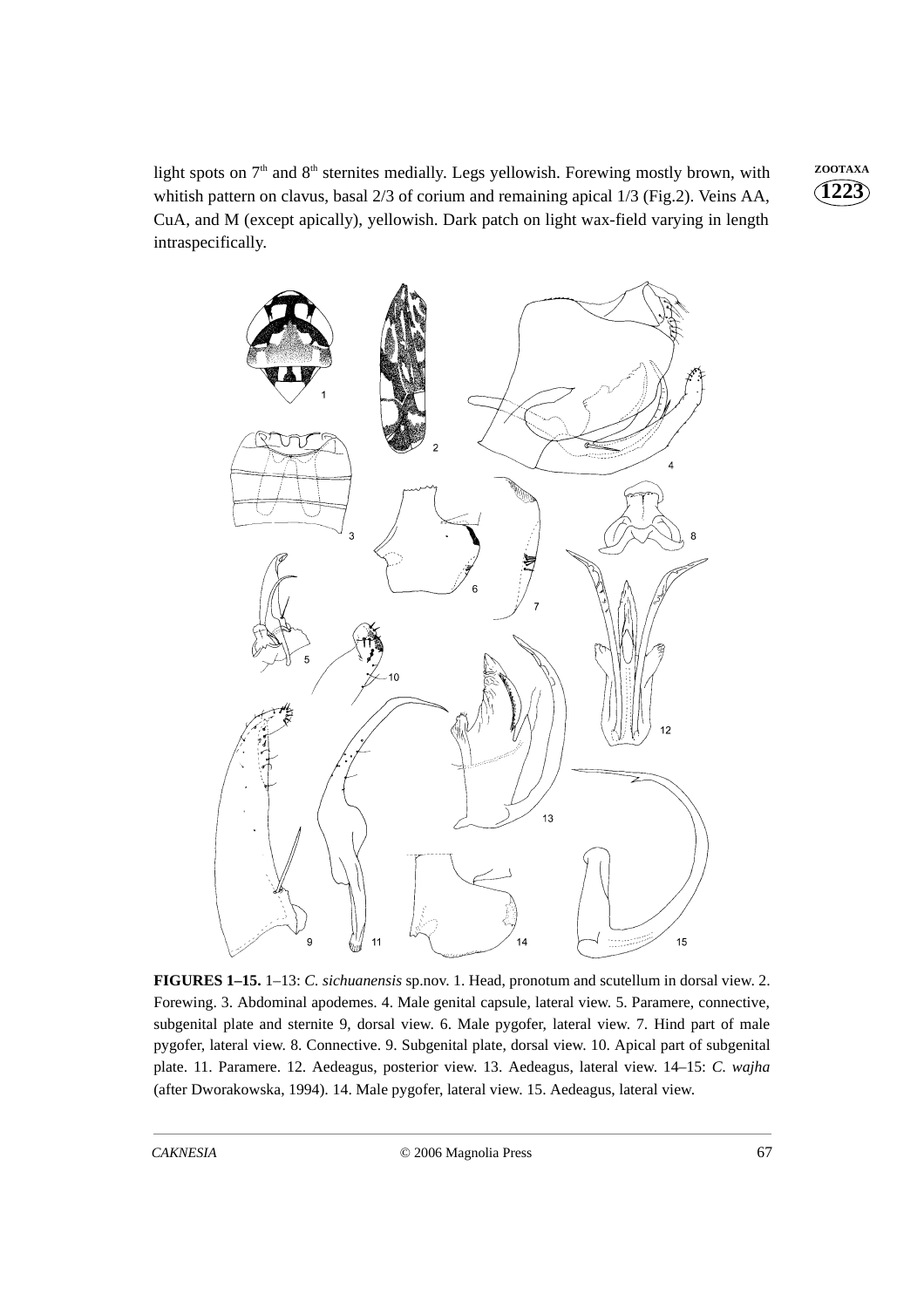light spots on 7th and 8th sternites medially. Legs yellowish. Forewing mostly brown, with whitish pattern on clavus, basal 2/3 of corium and remaining apical 1/3 (Fig.2). Veins AA, CuA, and M (except apically), yellowish. Dark patch on light wax-field varying in length intraspecifically.

**FIGURES 1–15.** 1–13: *C. sichuanensis* sp.nov. 1. Head, pronotum and scutellum in dorsal view. 2. Forewing. 3. Abdominal apodemes. 4. Male genital capsule, lateral view. 5. Paramere, connective, subgenital plate and sternite 9, dorsal view. 6. Male pygofer, lateral view. 7. Hind part of male pygofer, lateral view. 8. Connective. 9. Subgenital plate, dorsal view. 10. Apical part of subgenital plate. 11. Paramere. 12. Aedeagus, posterior view. 13. Aedeagus, lateral view. 14–15: *C. wajha* (after Dworakowska, 1994). 14. Male pygofer, lateral view. 15. Aedeagus, lateral view.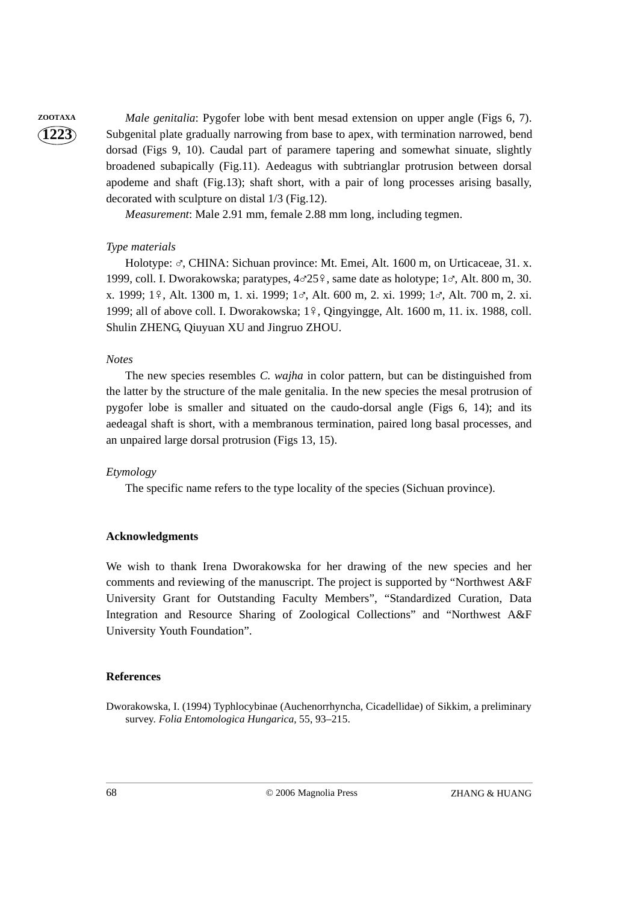*Male genitalia*: Pygofer lobe with bent mesad extension on upper angle (Figs 6, 7). Subgenital plate gradually narrowing from base to apex, with termination narrowed, bend dorsad (Figs 9, 10). Caudal part of paramere tapering and somewhat sinuate, slightly broadened subapically (Fig.11). Aedeagus with subtrianglar protrusion between dorsal apodeme and shaft (Fig.13); shaft short, with a pair of long processes arising basally, decorated with sculpture on distal 1/3 (Fig.12).

*Measurement*: Male 2.91 mm, female 2.88 mm long, including tegmen.

*Type materials*

Holotype: ♂, CHINA: Sichuan province: Mt. Emei, Alt. 1600 m, on Urticaceae, 31. x. 1999, coll. I. Dworakowska; paratypes, 4♂25♀, same date as holotype; 1♂, Alt. 800 m, 30. x. 1999; 1♀, Alt. 1300 m, 1. xi. 1999; 1♂, Alt. 600 m, 2. xi. 1999; 1♂, Alt. 700 m, 2. xi. 1999; all of above coll. I. Dworakowska; 1♀, Qingyingge, Alt. 1600 m, 11. ix. 1988, coll. Shulin ZHENG, Qiuyuan XU and Jingruo ZHOU.

*Notes*

The new species resembles *C. wajha* in color pattern, but can be distinguished from the latter by the structure of the male genitalia. In the new species the mesal protrusion of pygofer lobe is smaller and situated on the caudo-dorsal angle (Figs 6, 14); and its aedeagal shaft is short, with a membranous termination, paired long basal processes, and an unpaired large dorsal protrusion (Figs 13, 15).

*Etymology*

The specific name refers to the type locality of the species (Sichuan province).

## Acknowledgments

We wish to thank Irena Dworakowska for her drawing of the new species and her comments and reviewing of the manuscript. The project is supported by "Northwest A&F University Grant for Outstanding Faculty Members", "Standardized Curation, Data Integration and Resource Sharing of Zoological Collections" and "Northwest A&F University Youth Foundation".

## References

Dworakowska, I. (1994) Typhlocybinae (Auchenorrhyncha, Cicadellidae) of Sikkim, a preliminary survey. *Folia Entomologica Hungarica*, 55, 93–215.